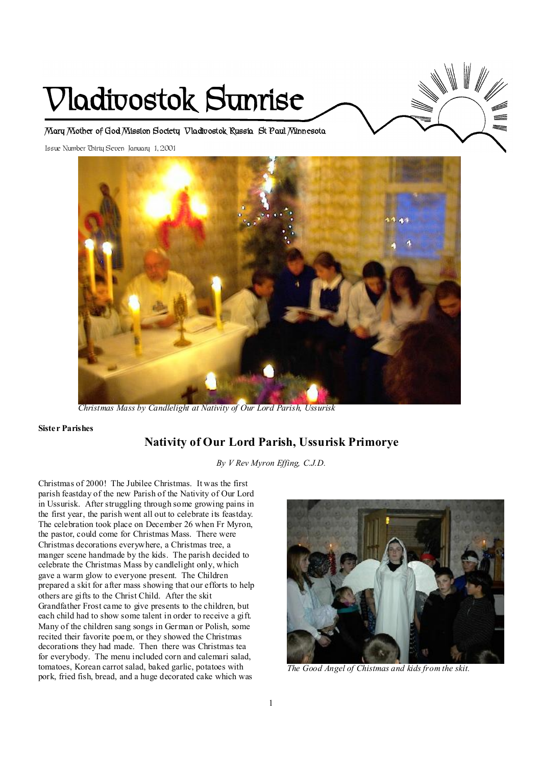# Vladivostok Sunrise

Mary Mother of God Mission Society Vladivostok Russia St Paul Minnesota

Issue Number Thirty Seven January 1, 2001

*Christmas Mass by Candlelight at Nativity of Our Lord Parish, Ussurisk*

**Sister Parishes**

## Nativity of Our Lord Parish, Ussurisk Primorye

*By V Rev Myron Effing, C.J.D.*

Christmas of 2000! The Jubilee Christmas. It was the first parish feastday of the new Parish of the Nativity of Our Lord in Ussurisk. After struggling through some growing pains in the first year, the parish went all out to celebrate its feastday. The celebration took place on December 26 when Fr Myron, the pastor, could come for Christmas Mass. There were Christmas decorations everywhere, a Christmas tree, a manger scene handmade by the kids. The parish decided to celebrate the Christmas Mass by candlelight only, which gave a warm glow to everyone present. The Children prepared a skit for after mass showing that our efforts to help others are gifts to the Christ Child. After the skit Grandfather Frost came to give presents to the children, but each child had to show some talent in order to receive a gift. Many of the children sang songs in German or Polish, some recited their favorite poem, or they showed the Christmas decorations they had made. Then there was Christmas tea for everybody. The menu included corn and calemari salad, tomatoes, Korean carrot salad, baked garlic, potatoes with pork, fried fish, bread, and a huge decorated cake which was

*The Good Angel of Christmas and kids from the skit.*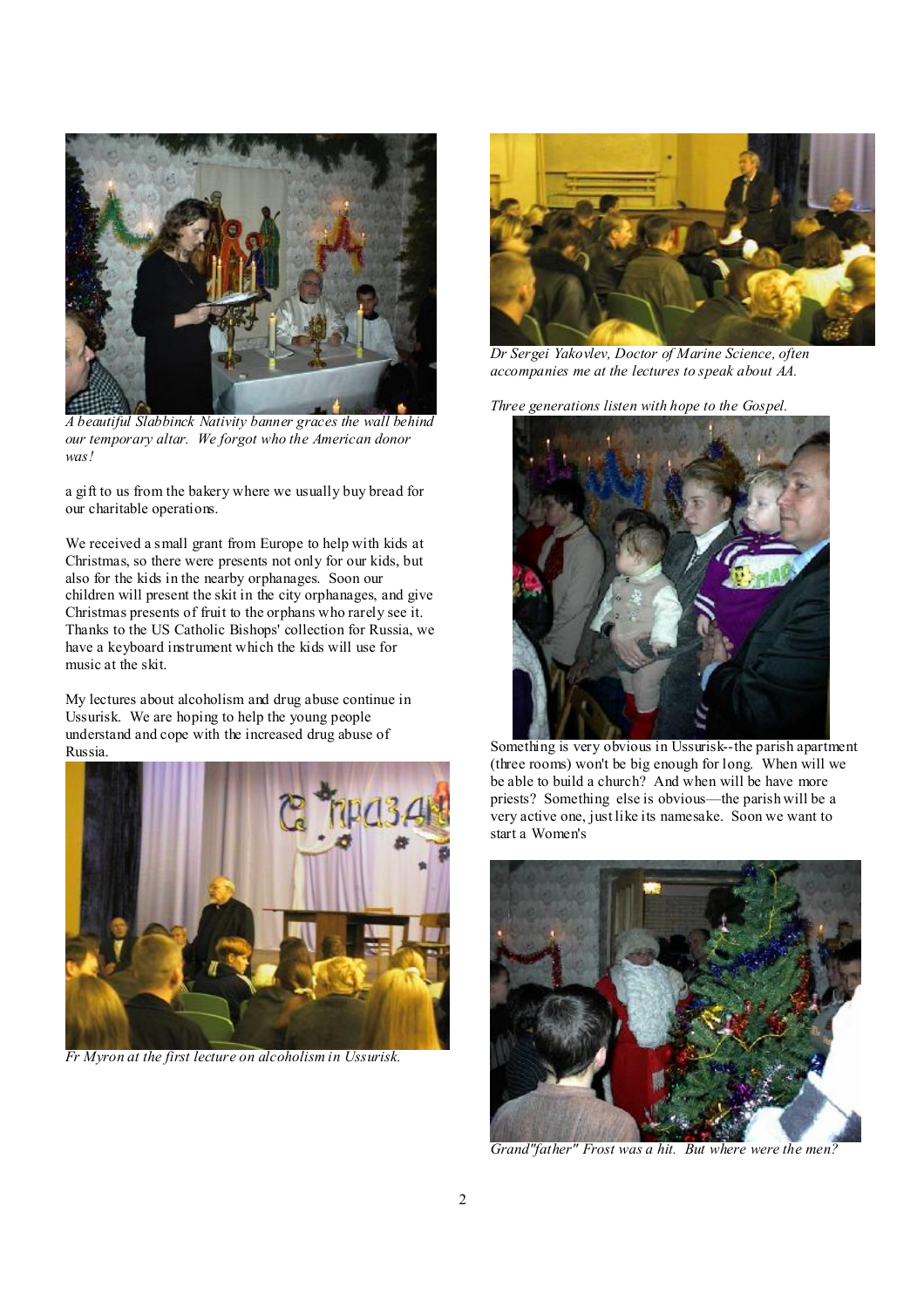*A beautiful Slabbinck Nativity banner graces the wall behind our temporary altar. We forgot who the American donor was!*

a gift to us from the bakery where we usually buy bread for our charitable operations.

We received a small grant from Europe to help with kids at Christmas, so there were presents not only for our kids, but also for the kids in the nearby orphanages. Soon our children will present the skit in the city orphanages, and give Christmas presents of fruit to the orphans who rarely see it. Thanks to the US Catholic Bishops' collection for Russia, we have a keyboard instrument which the kids will use for music at the skit.

My lectures about alcoholism and drug abuse continue in Ussurisk. We are hoping to help the young people understand and cope with the increased drug abuse of Russia.

*Fr Myron at the first lecture on alcoholism in Ussurisk.*

*Dr Sergei Yakovlev, Doctor of Marine Science, often accompanies me at the lectures to speak about AA.*

*Three generations listen with hope to the Gospel.*

Something is very obvious in Ussurisk--the parish apartment (three rooms) won't be big enough for long. When will we be able to build a church? And when will be have more priests? Something else is obvious—the parish will be a very active one, just like its namesake. Soon we want to start a Women's

*Grand"father" Frost was a hit. But where were the men?*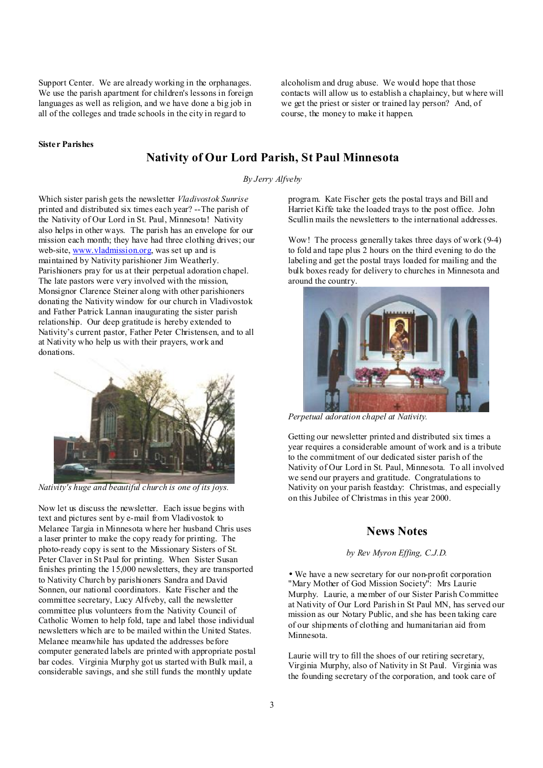Support Center. We are already working in the orphanages. We use the parish apartment for children's lessons in foreign languages as well as religion, and we have done a big job in all of the colleges and trade schools in the city in regard to alcoholism and drug abuse. We would hope that those contacts will allow us to establish a chaplaincy, but where will we get the priest or sister or trained lay person? And, of course, the money to make it happen.

**Sister Parishes**

## Nativity of Our Lord Parish, St Paul Minnesota

*By Jerry Alfveby*

Which sister parish gets the newsletter *Vladivostok Sunrise* printed and distributed six times each year? --The parish of the Nativity of Our Lord in St. Paul, Minnesota! Nativity also helps in other ways. The parish has an envelope for our mission each month; they have had three clothing drives; our web-site, www.vladmission.org, was set up and is maintained by Nativity parishioner Jim Weatherly. Parishioners pray for us at their perpetual adoration chapel. The late pastors were very involved with the mission, Monsignor Clarence Steiner along with other parishioners donating the Nativity window for our church in Vladivostok and Father Patrick Lannan inaugurating the sister parish relationship. Our deep gratitude is hereby extended to Nativity's current pastor, Father Peter Christensen, and to all at Nativity who help us with their prayers, work and donations.

*Nativity's huge and beautiful church is one of its joys.*

Now let us discuss the newsletter. Each issue begins with text and pictures sent by e-mail from Vladivostok to Melanee Targia in Minnesota where her husband Chris uses a laser printer to make the copy ready for printing. The photo-ready copy is sent to the Missionary Sisters of St. Peter Claver in St Paul for printing. When Sister Susan finishes printing the 15,000 newsletters, they are transported to Nativity Church by parishioners Sandra and David Sonnen, our national coordinators. Kate Fischer and the committee secretary, Lucy Alfveby, call the newsletter committee plus volunteers from the Nativity Council of Catholic Women to help fold, tape and label those individual newsletters which are to be mailed within the United States. Melanee meanwhile has updated the addresses before computer generated labels are printed with appropriate postal bar codes. Virginia Murphy got us started with Bulk mail, a considerable savings, and she still funds the monthly update program. Kate Fischer gets the postal trays and Bill and Harriet Kiffe take the loaded trays to the post office. John Scullin mails the newsletters to the international addresses.

Wow! The process generally takes three days of work (9-4) to fold and tape plus 2 hours on the third evening to do the labeling and get the postal trays loaded for mailing and the bulk boxes ready for delivery to churches in Minnesota and around the country.

*Perpetual adoration chapel at Nativity.*

Getting our newsletter printed and distributed six times a year requires a considerable amount of work and is a tribute to the commitment of our dedicated sister parish of the Nativity of Our Lord in St. Paul, Minnesota. To all involved we send our prayers and gratitude. Congratulations to Nativity on your parish feastday: Christmas, and especially on this Jubilee of Christmas in this year 2000.

## News Notes

*by Rev Myron Effing, C.J.D.*

• We have a new secretary for our non-profit corporation "Mary Mother of God Mission Society": Mrs Laurie Murphy. Laurie, a member of our Sister Parish Committee at Nativity of Our Lord Parish in St Paul MN, has served our mission as our Notary Public, and she has been taking care of our shipments of clothing and humanitarian aid from Minnesota.

Laurie will try to fill the shoes of our retiring secretary, Virginia Murphy, also of Nativity in St Paul. Virginia was the founding secretary of the corporation, and took care of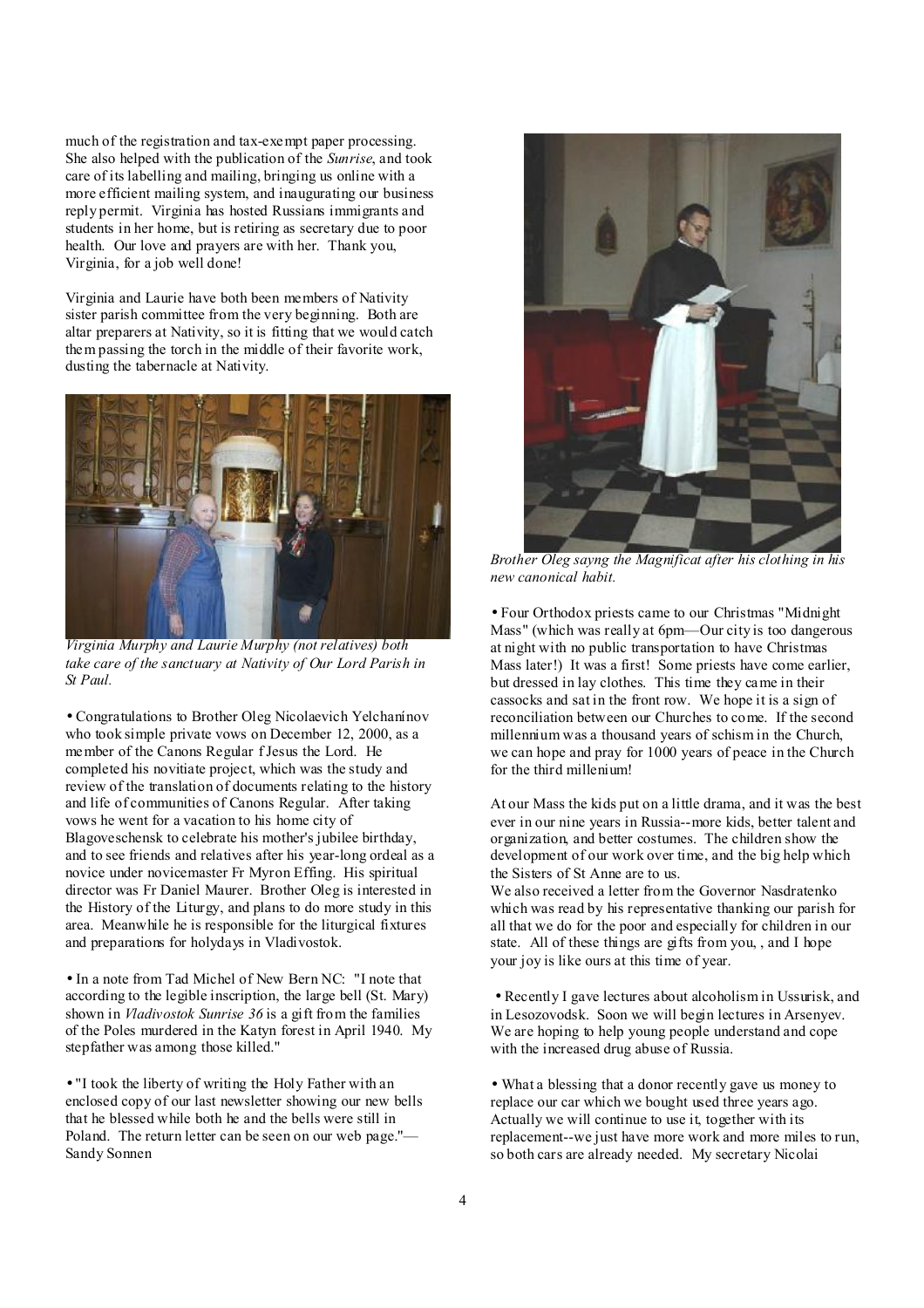much of the registration and tax-exempt paper processing. She also helped with the publication of the *Sunrise*, and took care of its labelling and mailing, bringing us online with a more efficient mailing system, and inaugurating our business reply permit. Virginia has hosted Russians immigrants and students in her home, but is retiring as secretary due to poor health. Our love and prayers are with her. Thank you, Virginia, for a job well done!

Virginia and Laurie have both been members of Nativity sister parish committee from the very beginning. Both are altar preparers at Nativity, so it is fitting that we would catch them passing the torch in the middle of their favorite work, dusting the tabernacle at Nativity.

*Virginia Murphy and Laurie Murphy (not relatives) both take care of the sanctuary at Nativity of Our Lord Parish in St Paul.*

• Congratulations to Brother Oleg Nicolaevich Yelchanínov who took simple private vows on December 12, 2000, as a member of the Canons Regular f Jesus the Lord. He completed his novitiate project, which was the study and review of the translation of documents relating to the history and life of communities of Canons Regular. After taking vows he went for a vacation to his home city of Blagoveschensk to celebrate his mother's jubilee birthday, and to see friends and relatives after his year-long ordeal as a novice under novicemaster Fr Myron Effing. His spiritual director was Fr Daniel Maurer. Brother Oleg is interested in the History of the Liturgy, and plans to do more study in this area. Meanwhile he is responsible for the liturgical fixtures and preparations for holydays in Vladivostok.

• In a note from Tad Michel of New Bern NC: "I note that according to the legible inscription, the large bell (St. Mary) shown in *Vladivostok Sunrise 36* is a gift from the families of the Poles murdered in the Katyn forest in April 1940. My stepfather was among those killed."

• "I took the liberty of writing the Holy Father with an enclosed copy of our last newsletter showing our new bells that he blessed while both he and the bells were still in Poland. The return letter can be seen on our web page."—Sandy Sonnen

*Brother Oleg sayng the Magnificat after his clothing in his new canonical habit.*

• Four Orthodox priests came to our Christmas "Midnight Mass" (which was really at 6pm—Our city is too dangerous at night with no public transportation to have Christmas Mass later!) It was a first! Some priests have come earlier, but dressed in lay clothes. This time they came in their cassocks and sat in the front row. We hope it is a sign of reconciliation between our Churches to come. If the second millennium was a thousand years of schism in the Church, we can hope and pray for 1000 years of peace in the Church for the third millenium!

At our Mass the kids put on a little drama, and it was the best ever in our nine years in Russia--more kids, better talent and organization, and better costumes. The children show the development of our work over time, and the big help which the Sisters of St Anne are to us.
We also received a letter from the Governor Nasdratenko which was read by his representative thanking our parish for all that we do for the poor and especially for children in our state. All of these things are gifts from you, , and I hope your joy is like ours at this time of year.

• Recently I gave lectures about alcoholism in Ussurisk, and in Lesozovodsk. Soon we will begin lectures in Arsenyev. We are hoping to help young people understand and cope with the increased drug abuse of Russia.

• What a blessing that a donor recently gave us money to replace our car which we bought used three years ago. Actually we will continue to use it, together with its replacement--we just have more work and more miles to run, so both cars are already needed. My secretary Nicolai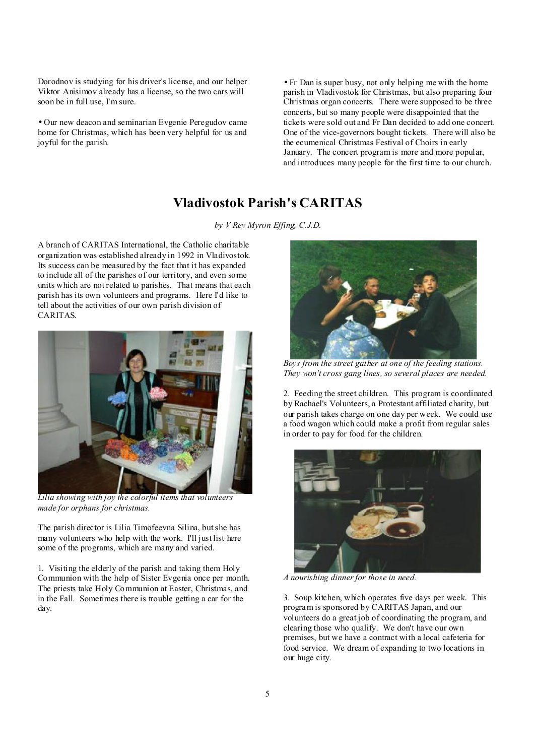Dorodnov is studying for his driver's license, and our helper Viktor Anisimov already has a license, so the two cars will soon be in full use, I'm sure.

• Our new deacon and seminarian Evgenie Peregudov came home for Christmas, which has been very helpful for us and joyful for the parish.

• Fr Dan is super busy, not only helping me with the home parish in Vladivostok for Christmas, but also preparing four Christmas organ concerts. There were supposed to be three concerts, but so many people were disappointed that the tickets were sold out and Fr Dan decided to add one concert. One of the vice-governors bought tickets. There will also be the ecumenical Christmas Festival of Choirs in early January. The concert program is more and more popular, and introduces many people for the first time to our church.

## Vladivostok Parish's CARITAS

*by V Rev Myron Effing, C.J.D.*

A branch of CARITAS International, the Catholic charitable organization was established already in 1992 in Vladivostok. Its success can be measured by the fact that it has expanded to include all of the parishes of our territory, and even some units which are not related to parishes. That means that each parish has its own volunteers and programs. Here I'd like to tell about the activities of our own parish division of CARITAS.

*Lilia showing with joy the colorful items that volunteers made for orphans for christmas.*

The parish director is Lilia Timofeevna Silina, but she has many volunteers who help with the work. I'll just list here some of the programs, which are many and varied.

1. Visiting the elderly of the parish and taking them Holy Communion with the help of Sister Evgenia once per month. The priests take Holy Communion at Easter, Christmas, and in the Fall. Sometimes there is trouble getting a car for the day.

*Boys from the street gather at one of the feeding stations. They won't cross gang lines, so several places are needed.*

2. Feeding the street children. This program is coordinated by Rachael's Volunteers, a Protestant affiliated charity, but our parish takes charge on one day per week. We could use a food wagon which could make a profit from regular sales in order to pay for food for the children.

*A nourishing dinner for those in need.*

3. Soup kitchen, which operates five days per week. This program is sponsored by CARITAS Japan, and our volunteers do a great job of coordinating the program, and clearing those who qualify. We don't have our own premises, but we have a contract with a local cafeteria for food service. We dream of expanding to two locations in our huge city.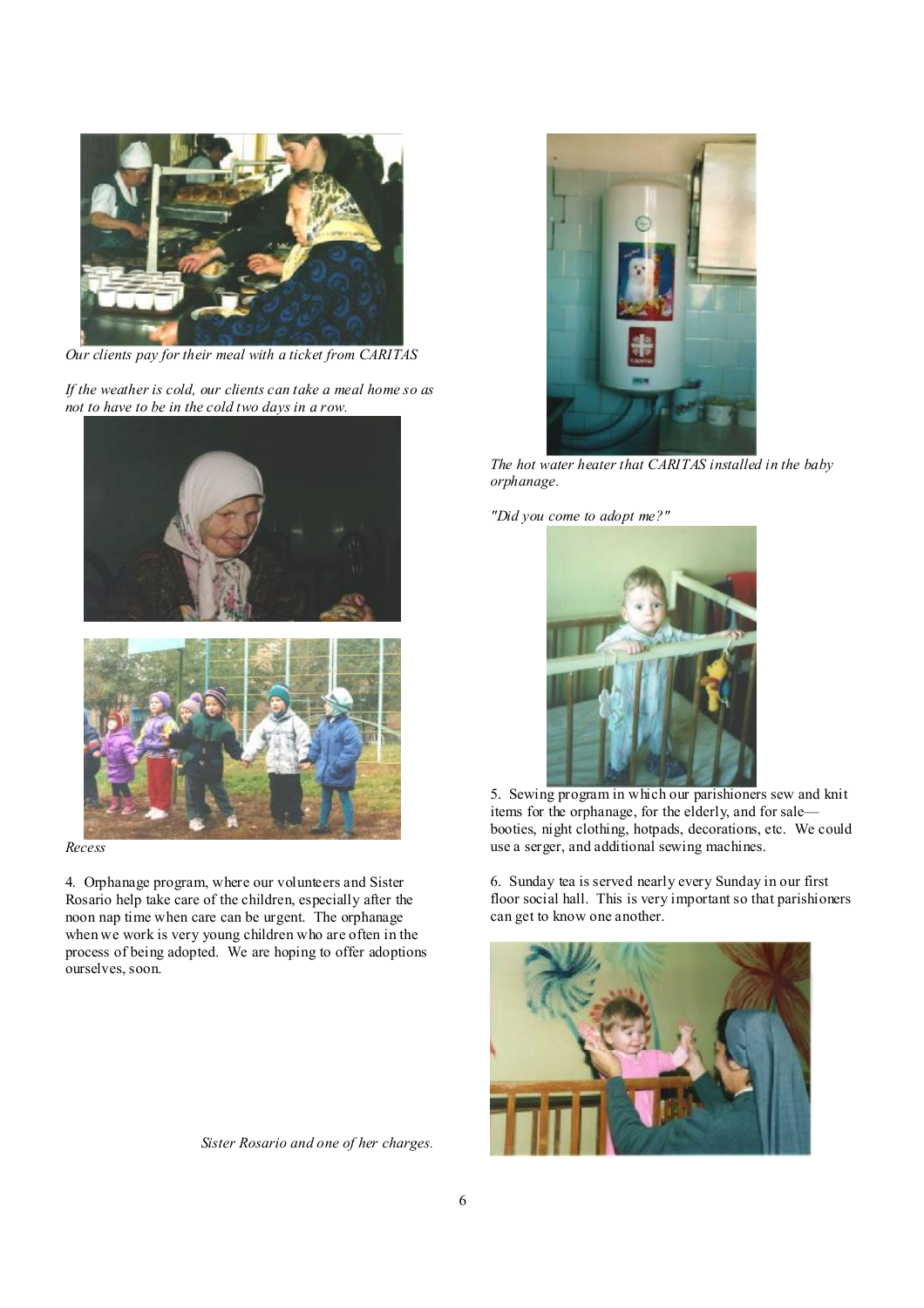*Our clients pay for their meal with a ticket from CARITAS*

*If the weather is cold, our clients can take a meal home so as not to have to be in the cold two days in a row.*

*Recess*

4. Orphanage program, where our volunteers and Sister Rosario help take care of the children, especially after the noon nap time when care can be urgent. The orphanage when we work is very young children who are often in the process of being adopted. We are hoping to offer adoptions ourselves, soon.

*Sister Rosario and one of her charges.*

*The hot water heater that CARITAS installed in the baby orphanage.*

*"Did you come to adopt me?"*

5. Sewing program in which our parishioners sew and knit items for the orphanage, for the elderly, and for sale—booties, night clothing, hotpads, decorations, etc. We could use a serger, and additional sewing machines.

6. Sunday tea is served nearly every Sunday in our first floor social hall. This is very important so that parishioners can get to know one another.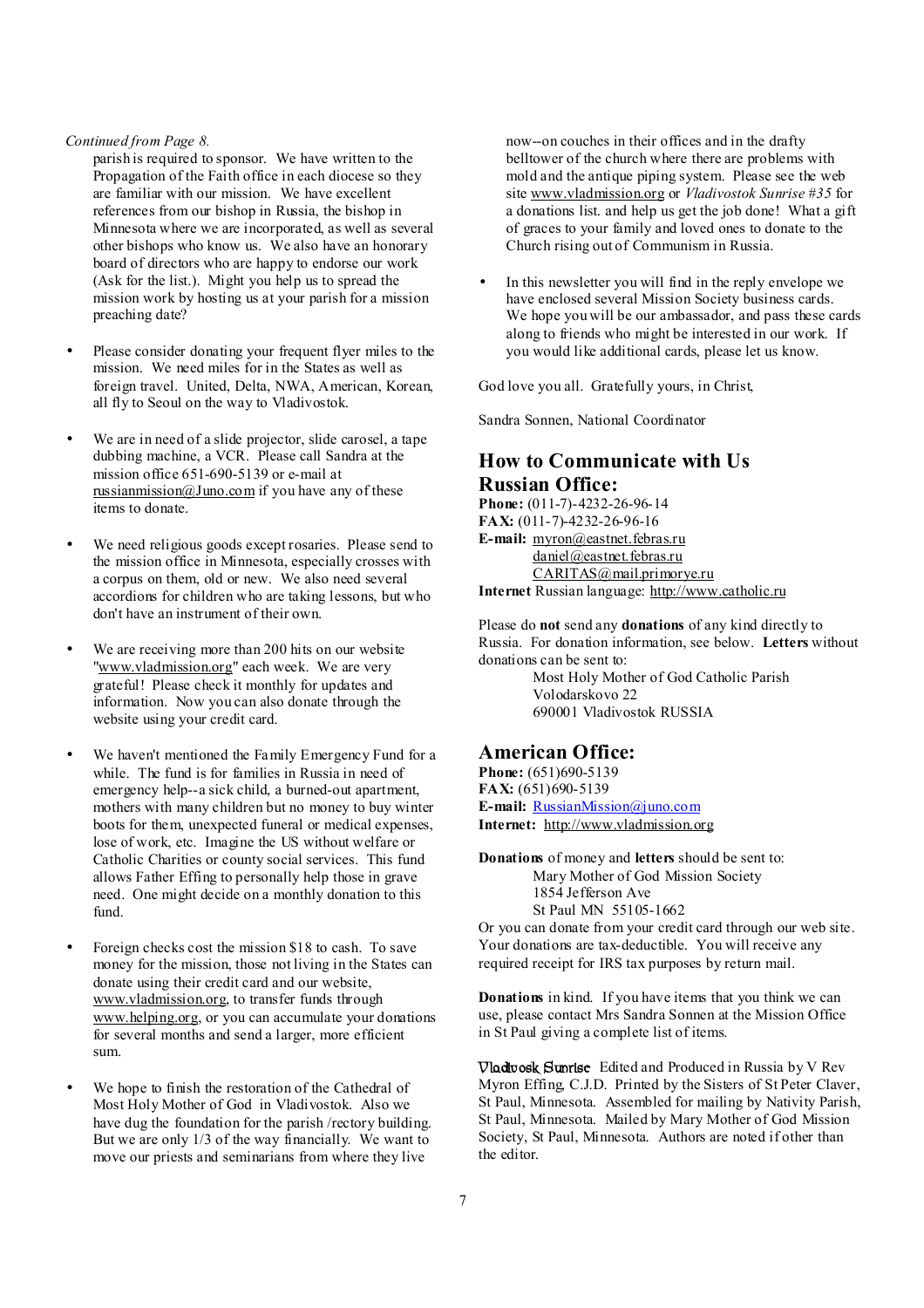*Continued from Page 8.*

parish is required to sponsor. We have written to the Propagation of the Faith office in each diocese so they are familiar with our mission. We have excellent references from our bishop in Russia, the bishop in Minnesota where we are incorporated, as well as several other bishops who know us. We also have an honorary board of directors who are happy to endorse our work (Ask for the list.). Might you help us to spread the mission work by hosting us at your parish for a mission preaching date?

- Please consider donating your frequent flyer miles to the mission. We need miles for in the States as well as foreign travel. United, Delta, NWA, American, Korean, all fly to Seoul on the way to Vladivostok.

- We are in need of a slide projector, slide carosel, a tape dubbing machine, a VCR. Please call Sandra at the mission office 651-690-5139 or e-mail at russianmission@Juno.com if you have any of these items to donate.

- We need religious goods except rosaries. Please send to the mission office in Minnesota, especially crosses with a corpus on them, old or new. We also need several accordions for children who are taking lessons, but who don't have an instrument of their own.

- We are receiving more than 200 hits on our website "www.vladmission.org" each week. We are very grateful! Please check it monthly for updates and information. Now you can also donate through the website using your credit card.

- We haven't mentioned the Family Emergency Fund for a while. The fund is for families in Russia in need of emergency help--a sick child, a burned-out apartment, mothers with many children but no money to buy winter boots for them, unexpected funeral or medical expenses, lose of work, etc. Imagine the US without welfare or Catholic Charities or county social services. This fund allows Father Effing to personally help those in grave need. One might decide on a monthly donation to this fund.

- Foreign checks cost the mission $18 to cash. To save money for the mission, those not living in the States can donate using their credit card and our website, www.vladmission.org, to transfer funds through www.helping.org, or you can accumulate your donations for several months and send a larger, more efficient sum.

- We hope to finish the restoration of the Cathedral of Most Holy Mother of God in Vladivostok. Also we have dug the foundation for the parish /rectory building. But we are only 1/3 of the way financially. We want to move our priests and seminarians from where they live now--on couches in their offices and in the drafty belltower of the church where there are problems with mold and the antique piping system. Please see the web site www.vladmission.org or *Vladivostok Sunrise #35* for a donations list. and help us get the job done! What a gift of graces to your family and loved ones to donate to the Church rising out of Communism in Russia.

- In this newsletter you will find in the reply envelope we have enclosed several Mission Society business cards. We hope you will be our ambassador, and pass these cards along to friends who might be interested in our work. If you would like additional cards, please let us know.

God love you all. Gratefully yours, in Christ,

Sandra Sonnen, National Coordinator

## How to Communicate with Us

## Russian Office:

**Phone:** (011-7)-4232-26-96-14
**FAX:** (011-7)-4232-26-96-16
**E-mail:** myron@eastnet.febras.ru
daniel@eastnet.febras.ru
CARITAS@mail.primorye.ru
**Internet** Russian language: http://www.catholic.ru

Please do **not** send any **donations** of any kind directly to Russia. For donation information, see below. **Letters** without donations can be sent to:

Most Holy Mother of God Catholic Parish
Volodarskovo 22
690001 Vladivostok RUSSIA

## American Office:

**Phone:** (651)690-5139
**FAX:** (651)690-5139
**E-mail:** RussianMission@juno.com
**Internet:** http://www.vladmission.org

**Donations** of money and **letters** should be sent to:

Mary Mother of God Mission Society
1854 Jefferson Ave
St Paul MN 55105-1662

Or you can donate from your credit card through our web site. Your donations are tax-deductible. You will receive any required receipt for IRS tax purposes by return mail.

**Donations** in kind. If you have items that you think we can use, please contact Mrs Sandra Sonnen at the Mission Office in St Paul giving a complete list of items.

*Vladivosk Sunrise* Edited and Produced in Russia by V Rev Myron Effing, C.J.D. Printed by the Sisters of St Peter Claver, St Paul, Minnesota. Assembled for mailing by Nativity Parish, St Paul, Minnesota. Mailed by Mary Mother of God Mission Society, St Paul, Minnesota. Authors are noted if other than the editor.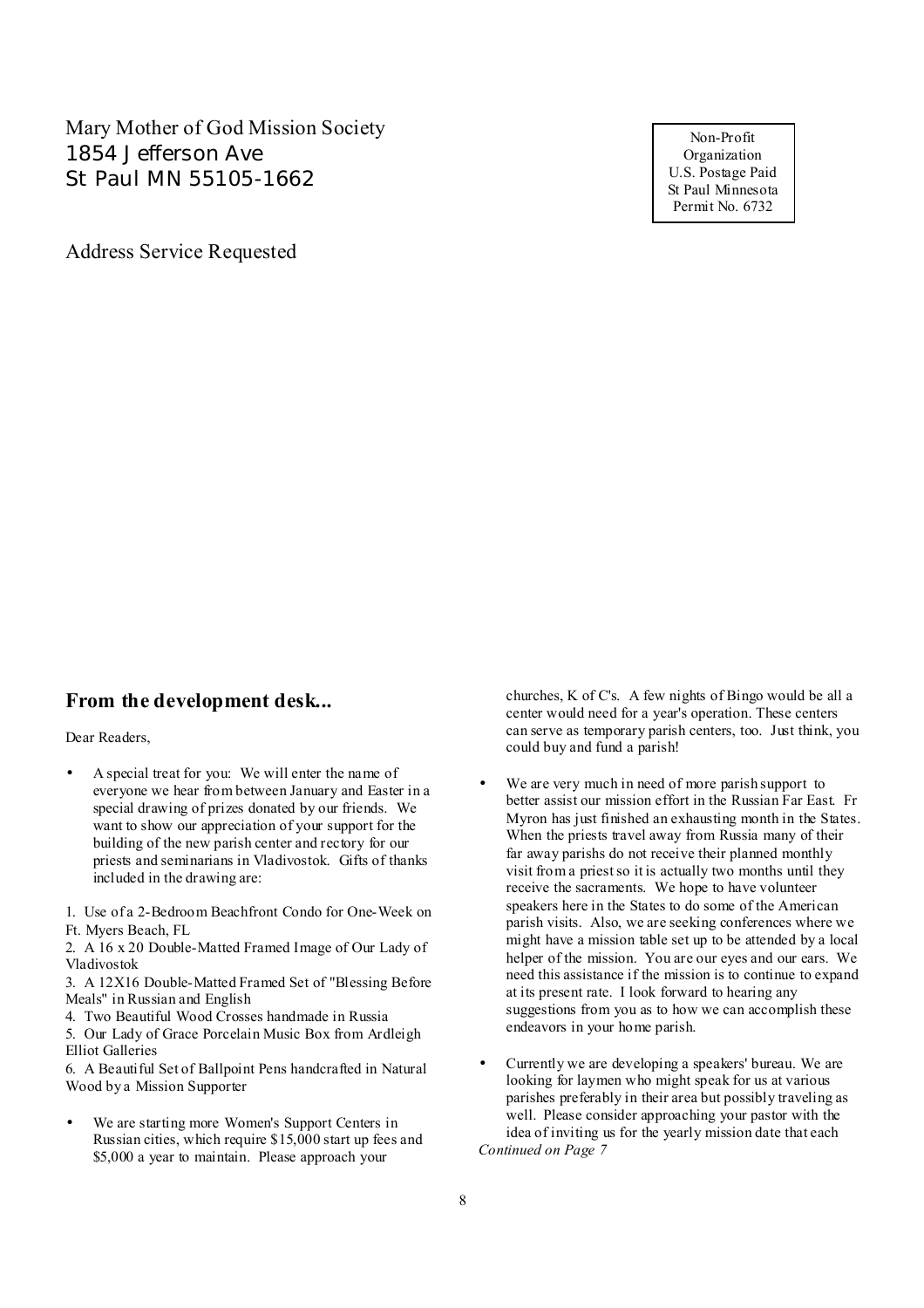Mary Mother of God Mission Society
1854 Jefferson Ave
St Paul MN 55105-1662

Non-Profit
Organization
U.S. Postage Paid
St Paul Minnesota
Permit No. 6732

Address Service Requested

## From the development desk...

Dear Readers,

- A special treat for you: We will enter the name of everyone we hear from between January and Easter in a special drawing of prizes donated by our friends. We want to show our appreciation of your support for the building of the new parish center and rectory for our priests and seminarians in Vladivostok. Gifts of thanks included in the drawing are:

1. Use of a 2-Bedroom Beachfront Condo for One-Week on Ft. Myers Beach, FL
2. A 16 x 20 Double-Matted Framed Image of Our Lady of Vladivostok
3. A 12X16 Double-Matted Framed Set of "Blessing Before Meals" in Russian and English
4. Two Beautiful Wood Crosses handmade in Russia
5. Our Lady of Grace Porcelain Music Box from Ardleigh Elliot Galleries
6. A Beautiful Set of Ballpoint Pens handcrafted in Natural Wood by a Mission Supporter

- We are starting more Women's Support Centers in Russian cities, which require $15,000 start up fees and $5,000 a year to maintain. Please approach your churches, K of C's. A few nights of Bingo would be all a center would need for a year's operation. These centers can serve as temporary parish centers, too. Just think, you could buy and fund a parish!

- We are very much in need of more parish support to better assist our mission effort in the Russian Far East. Fr Myron has just finished an exhausting month in the States. When the priests travel away from Russia many of their far away parishes do not receive their planned monthly visit from a priest so it is actually two months until they receive the sacraments. We hope to have volunteer speakers here in the States to do some of the American parish visits. Also, we are seeking conferences where we might have a mission table set up to be attended by a local helper of the mission. You are our eyes and our ears. We need this assistance if the mission is to continue to expand at its present rate. I look forward to hearing any suggestions from you as to how we can accomplish these endeavors in your home parish.

- Currently we are developing a speakers' bureau. We are looking for laymen who might speak for us at various parishes preferably in their area but possibly traveling as well. Please consider approaching your pastor with the idea of inviting us for the yearly mission date that each

*Continued on Page 7*